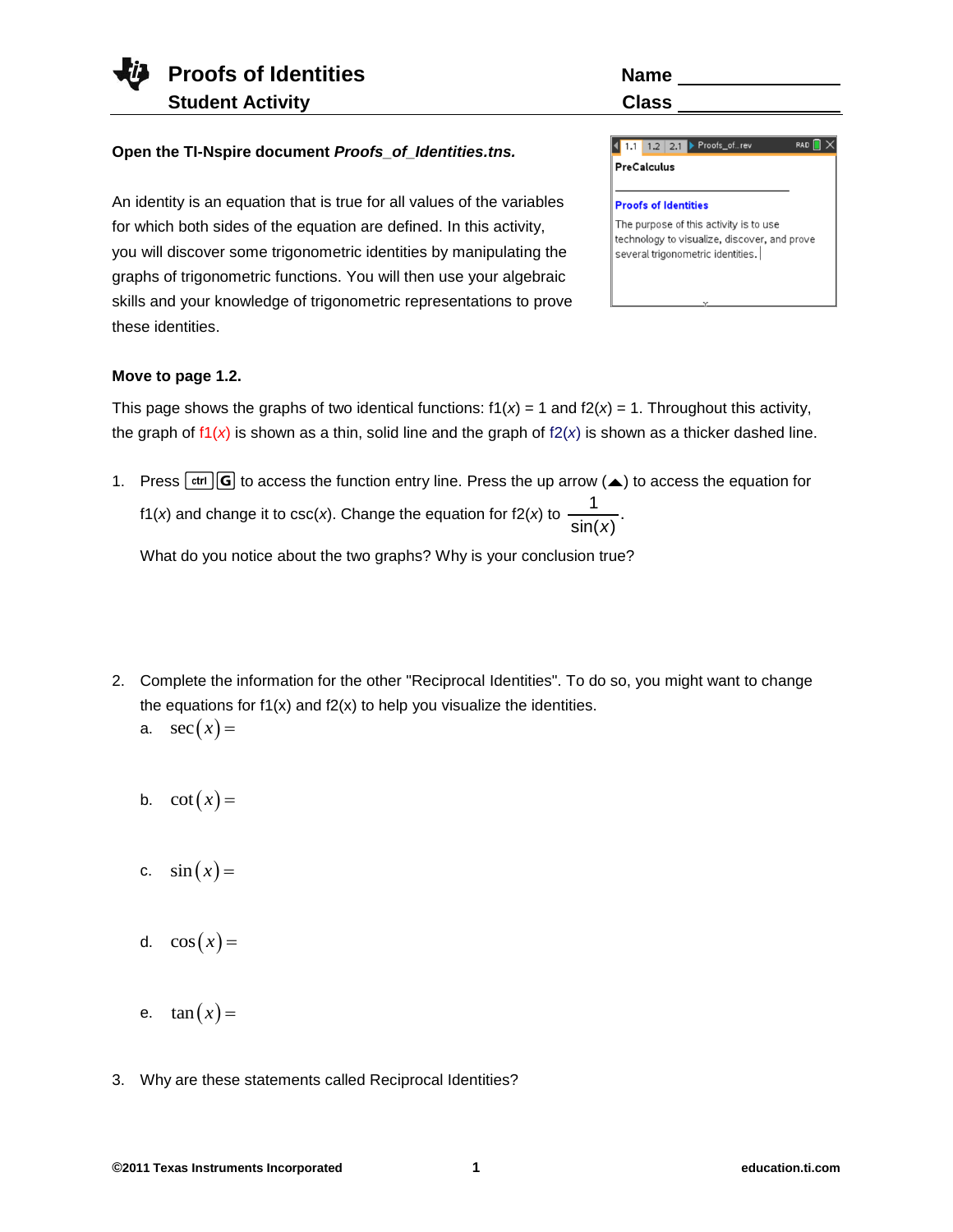# Proofs of Identities

**Student Activity**

Name ________________

Class ________________

**Open the TI-Nspire document *Proofs_of_Identities.tns.***

An identity is an equation that is true for all values of the variables for which both sides of the equation are defined. In this activity, you will discover some trigonometric identities by manipulating the graphs of trigonometric functions. You will then use your algebraic skills and your knowledge of trigonometric representations to prove these identities.

**Move to page 1.2.**

This page shows the graphs of two identical functions: f1($x$) = 1 and f2($x$) = 1. Throughout this activity, the graph of f1($x$) is shown as a thin, solid line and the graph of f2($x$) is shown as a thicker dashed line.

1. Press ctrl G to access the function entry line. Press the up arrow (▲) to access the equation for f1($x$) and change it to csc($x$). Change the equation for f2($x$) to $\dfrac{1}{\sin(x)}$.

   What do you notice about the two graphs? Why is your conclusion true?

2. Complete the information for the other "Reciprocal Identities". To do so, you might want to change the equations for f1(x) and f2(x) to help you visualize the identities.

   a. $\sec(x) =$

   b. $\cot(x) =$

   c. $\sin(x) =$

   d. $\cos(x) =$

   e. $\tan(x) =$

3. Why are these statements called Reciprocal Identities?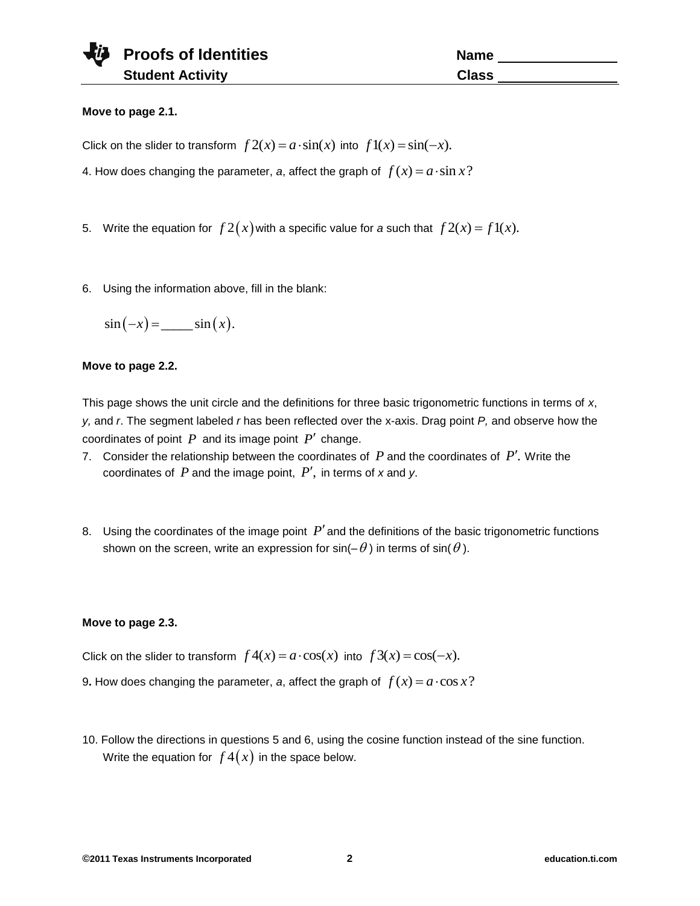**Move to page 2.1.**

Click on the slider to transform $f2(x) = a \cdot \sin(x)$ into $f1(x) = \sin(-x)$.

4. How does changing the parameter, *a*, affect the graph of $f(x) = a \cdot \sin x$?

5. Write the equation for $f2(x)$ with a specific value for *a* such that $f2(x) = f1(x)$.

6. Using the information above, fill in the blank:

   $\sin(-x) = \_\_\_\_\_ \sin(x)$.

**Move to page 2.2.**

This page shows the unit circle and the definitions for three basic trigonometric functions in terms of *x*, *y,* and *r*. The segment labeled *r* has been reflected over the x-axis. Drag point *P,* and observe how the coordinates of point $P$ and its image point $P'$ change.

7. Consider the relationship between the coordinates of $P$ and the coordinates of $P'$. Write the coordinates of $P$ and the image point, $P'$, in terms of *x* and *y*.

8. Using the coordinates of the image point $P'$ and the definitions of the basic trigonometric functions shown on the screen, write an expression for sin($-\theta$) in terms of sin($\theta$).

**Move to page 2.3.**

Click on the slider to transform $f4(x) = a \cdot \cos(x)$ into $f3(x) = \cos(-x)$.

9. How does changing the parameter, *a*, affect the graph of $f(x) = a \cdot \cos x$?

10. Follow the directions in questions 5 and 6, using the cosine function instead of the sine function. Write the equation for $f4(x)$ in the space below.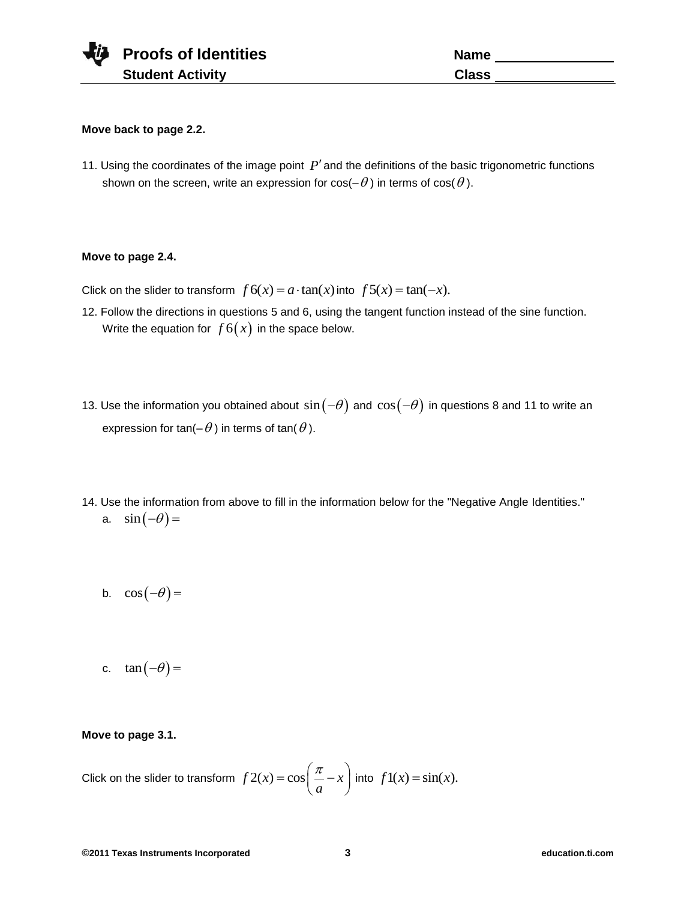**Move back to page 2.2.**

11. Using the coordinates of the image point $P'$ and the definitions of the basic trigonometric functions shown on the screen, write an expression for cos($-\theta$) in terms of cos($\theta$).

**Move to page 2.4.**

Click on the slider to transform $f6(x) = a \cdot \tan(x)$ into $f5(x) = \tan(-x)$.

12. Follow the directions in questions 5 and 6, using the tangent function instead of the sine function. Write the equation for $f6(x)$ in the space below.

13. Use the information you obtained about $\sin(-\theta)$ and $\cos(-\theta)$ in questions 8 and 11 to write an expression for tan($-\theta$) in terms of tan($\theta$).

14. Use the information from above to fill in the information below for the "Negative Angle Identities."

   a. $\sin(-\theta) =$

   b. $\cos(-\theta) =$

   c. $\tan(-\theta) =$

**Move to page 3.1.**

Click on the slider to transform $f2(x) = \cos\left(\dfrac{\pi}{a} - x\right)$ into $f1(x) = \sin(x)$.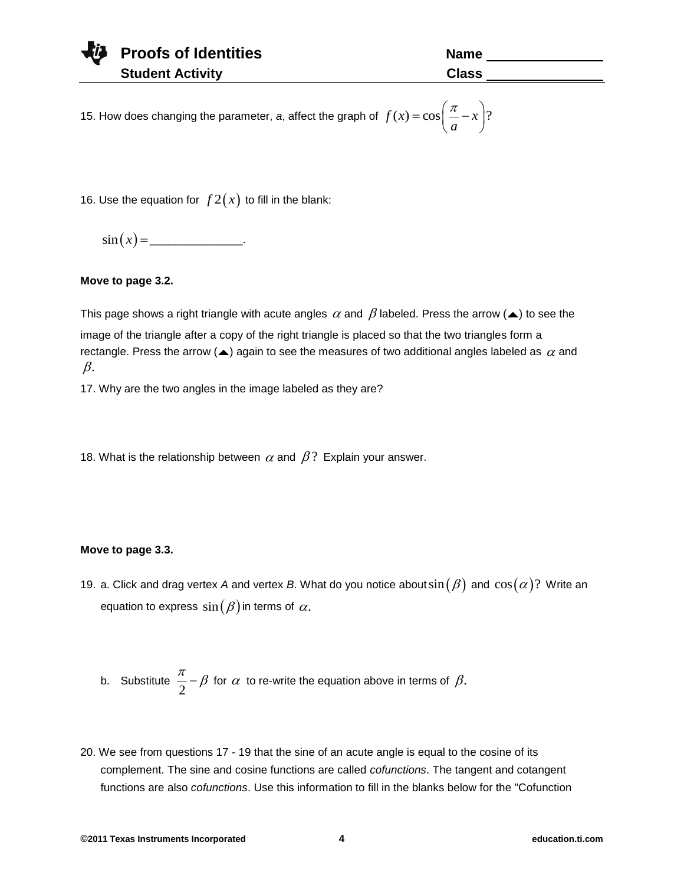15. How does changing the parameter, *a*, affect the graph of $f(x) = \cos\left(\frac{\pi}{a} - x\right)$?

16. Use the equation for $f2(x)$ to fill in the blank:

$\sin(x) =$ ______________.

**Move to page 3.2.**

This page shows a right triangle with acute angles $\alpha$ and $\beta$ labeled. Press the arrow (▲) to see the image of the triangle after a copy of the right triangle is placed so that the two triangles form a rectangle. Press the arrow (▲) again to see the measures of two additional angles labeled as $\alpha$ and $\beta$.

17. Why are the two angles in the image labeled as they are?

18. What is the relationship between $\alpha$ and $\beta$? Explain your answer.

**Move to page 3.3.**

19. a. Click and drag vertex *A* and vertex *B*. What do you notice about $\sin(\beta)$ and $\cos(\alpha)$? Write an equation to express $\sin(\beta)$ in terms of $\alpha$.

b. Substitute $\frac{\pi}{2} - \beta$ for $\alpha$ to re-write the equation above in terms of $\beta$.

20. We see from questions 17 - 19 that the sine of an acute angle is equal to the cosine of its complement. The sine and cosine functions are called *cofunctions*. The tangent and cotangent functions are also *cofunctions*. Use this information to fill in the blanks below for the "Cofunction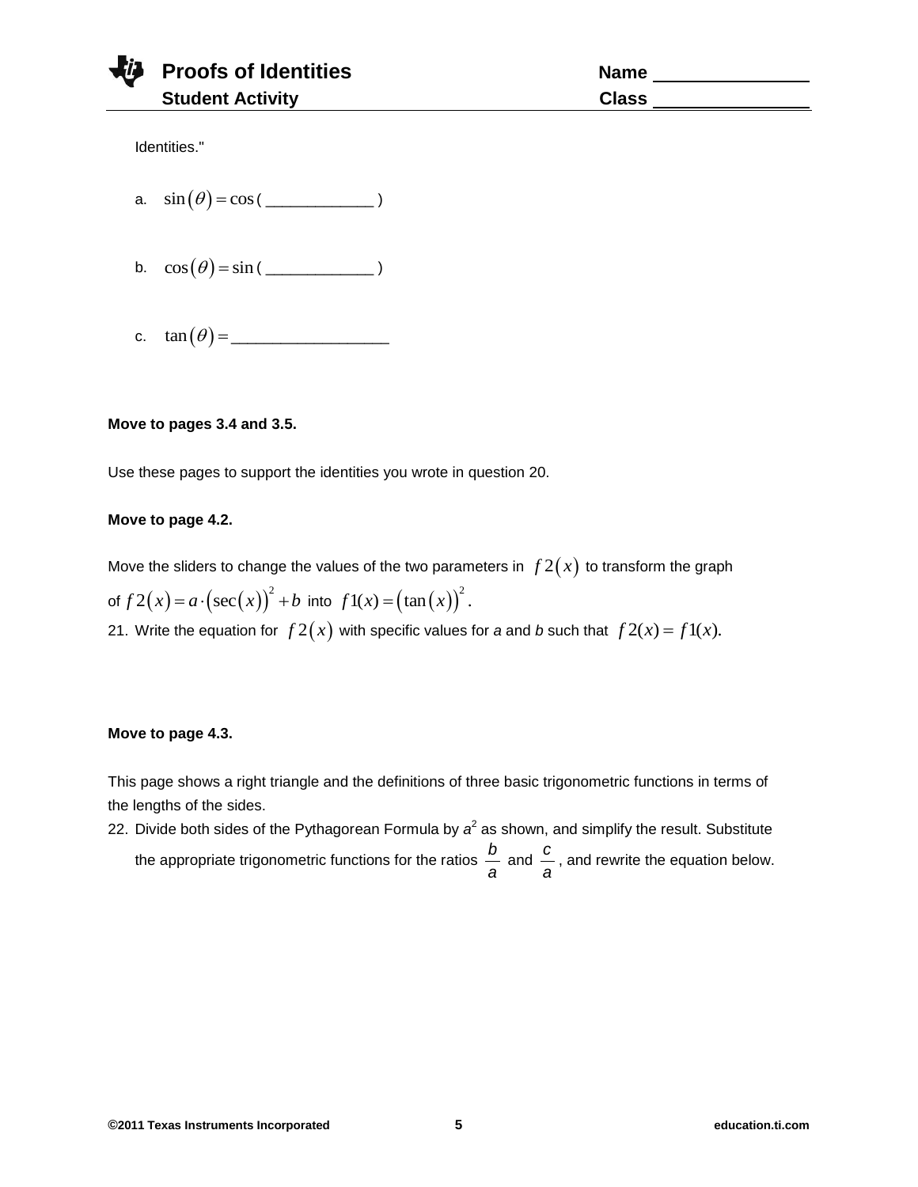Identities."

a. $\sin(\theta) = \cos($ ____________ $)$

b. $\cos(\theta) = \sin($ ____________ $)$

c. $\tan(\theta) =$ __________________

**Move to pages 3.4 and 3.5.**

Use these pages to support the identities you wrote in question 20.

**Move to page 4.2.**

Move the sliders to change the values of the two parameters in $f2(x)$ to transform the graph of $f2(x) = a \cdot (\sec(x))^2 + b$ into $f1(x) = (\tan(x))^2$.

21. Write the equation for $f2(x)$ with specific values for *a* and *b* such that $f2(x) = f1(x)$.

**Move to page 4.3.**

This page shows a right triangle and the definitions of three basic trigonometric functions in terms of the lengths of the sides.

22. Divide both sides of the Pythagorean Formula by $a^2$ as shown, and simplify the result. Substitute the appropriate trigonometric functions for the ratios $\frac{b}{a}$ and $\frac{c}{a}$, and rewrite the equation below.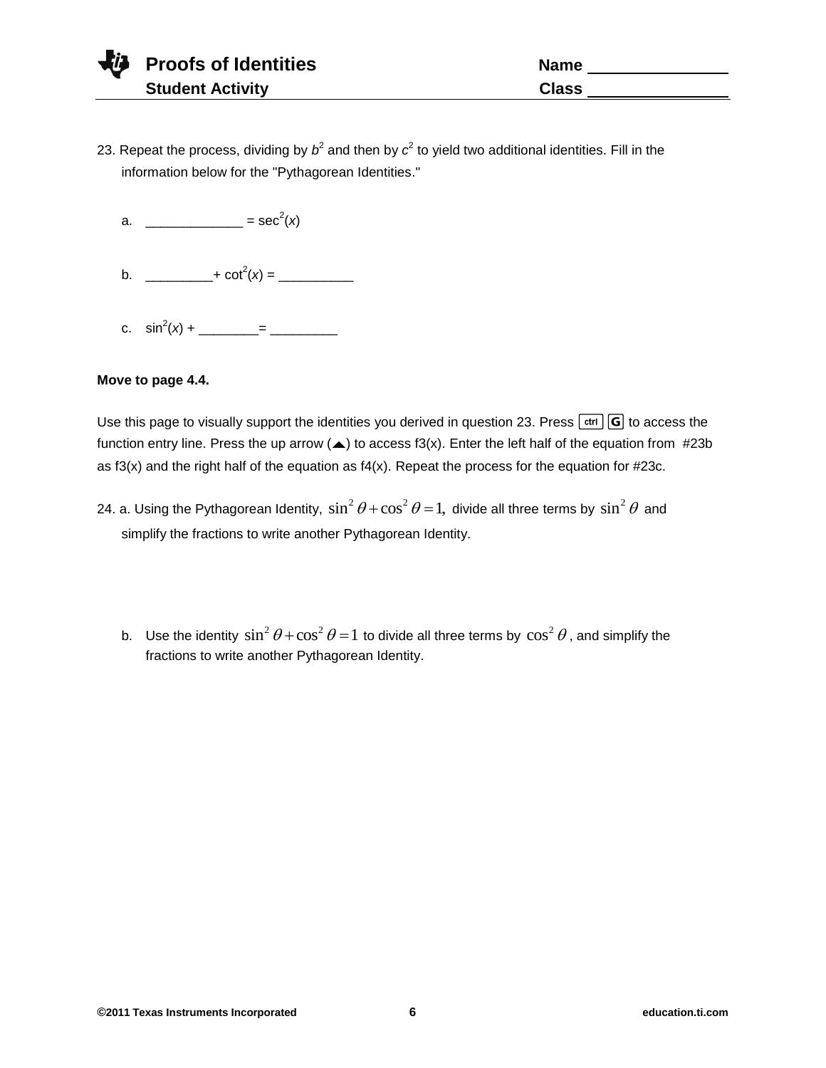23. Repeat the process, dividing by $b^2$ and then by $c^2$ to yield two additional identities. Fill in the information below for the "Pythagorean Identities."

a. _____________ = $\sec^2(x)$

b. _________+ $\cot^2(x)$ = __________

c. $\sin^2(x)$ + ________= _________

**Move to page 4.4.**

Use this page to visually support the identities you derived in question 23. Press ctrl G to access the function entry line. Press the up arrow (▲) to access f3(x). Enter the left half of the equation from #23b as f3(x) and the right half of the equation as f4(x). Repeat the process for the equation for #23c.

24. a. Using the Pythagorean Identity, $\sin^2\theta + \cos^2\theta = 1,$ divide all three terms by $\sin^2\theta$ and simplify the fractions to write another Pythagorean Identity.

b. Use the identity $\sin^2\theta + \cos^2\theta = 1$ to divide all three terms by $\cos^2\theta$, and simplify the fractions to write another Pythagorean Identity.